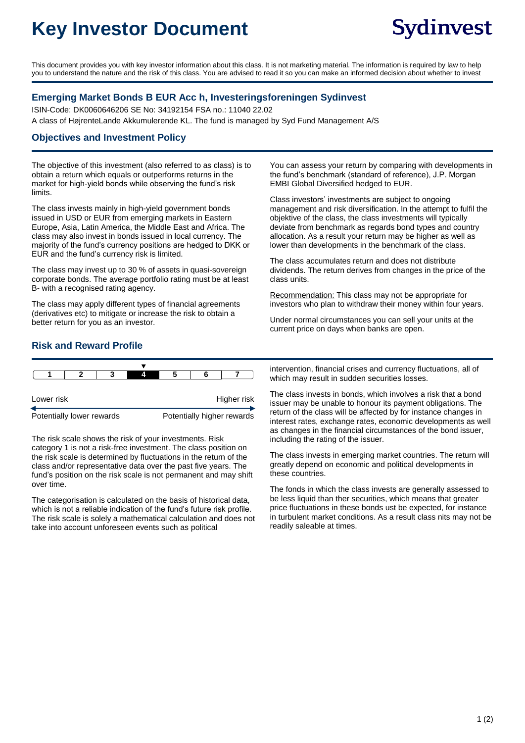# Key Investor Document

Sydinvest

This document provides you with key investor information about this class. It is not marketing material. The information is required by law to help you to understand the nature and the risk of this class. You are advised to read it so you can make an informed decision about whether to invest

## Emerging Market Bonds B EUR Acc h, Investeringsforeningen Sydinvest

ISIN-Code: DK0060646206 SE No: 34192154 FSA no.: 11040 22.02

A class of HøjrenteLande Akkumulerende KL. The fund is managed by Syd Fund Management A/S

## Objectives and Investment Policy

The objective of this investment (also referred to as class) is to obtain a return which equals or outperforms returns in the market for high-yield bonds while observing the fund's risk limits.

The class invests mainly in high-yield government bonds issued in USD or EUR from emerging markets in Eastern Europe, Asia, Latin America, the Middle East and Africa. The class may also invest in bonds issued in local currency. The majority of the fund's currency positions are hedged to DKK or EUR and the fund's currency risk is limited.

The class may invest up to 30 % of assets in quasi-sovereign corporate bonds. The average portfolio rating must be at least B- with a recognised rating agency.

The class may apply different types of financial agreements (derivatives etc) to mitigate or increase the risk to obtain a better return for you as an investor.

You can assess your return by comparing with developments in the fund's benchmark (standard of reference), J.P. Morgan EMBI Global Diversified hedged to EUR.

Class investors' investments are subject to ongoing management and risk diversification. In the attempt to fulfil the objektive of the class, the class investments will typically deviate from benchmark as regards bond types and country allocation. As a result your return may be higher as well as lower than developments in the benchmark of the class.

The class accumulates return and does not distribute dividends. The return derives from changes in the price of the class units.

Recommendation: This class may not be appropriate for investors who plan to withdraw their money within four years.

Under normal circumstances you can sell your units at the current price on days when banks are open.

## Risk and Reward Profile

| 1 | 2 | 3 | **4** | 5 | 6 | 7 |
|---|---|---|---|---|---|---|

Lower risk — Higher risk

Potentially lower rewards — Potentially higher rewards

The risk scale shows the risk of your investments. Risk category 1 is not a risk-free investment. The class position on the risk scale is determined by fluctuations in the return of the class and/or representative data over the past five years. The fund's position on the risk scale is not permanent and may shift over time.

The categorisation is calculated on the basis of historical data, which is not a reliable indication of the fund's future risk profile. The risk scale is solely a mathematical calculation and does not take into account unforeseen events such as political intervention, financial crises and currency fluctuations, all of which may result in sudden securities losses.

The class invests in bonds, which involves a risk that a bond issuer may be unable to honour its payment obligations. The return of the class will be affected by for instance changes in interest rates, exchange rates, economic developments as well as changes in the financial circumstances of the bond issuer, including the rating of the issuer.

The class invests in emerging market countries. The return will greatly depend on economic and political developments in these countries.

The fonds in which the class invests are generally assessed to be less liquid than ther securities, which means that greater price fluctuations in these bonds ust be expected, for instance in turbulent market conditions. As a result class nits may not be readily saleable at times.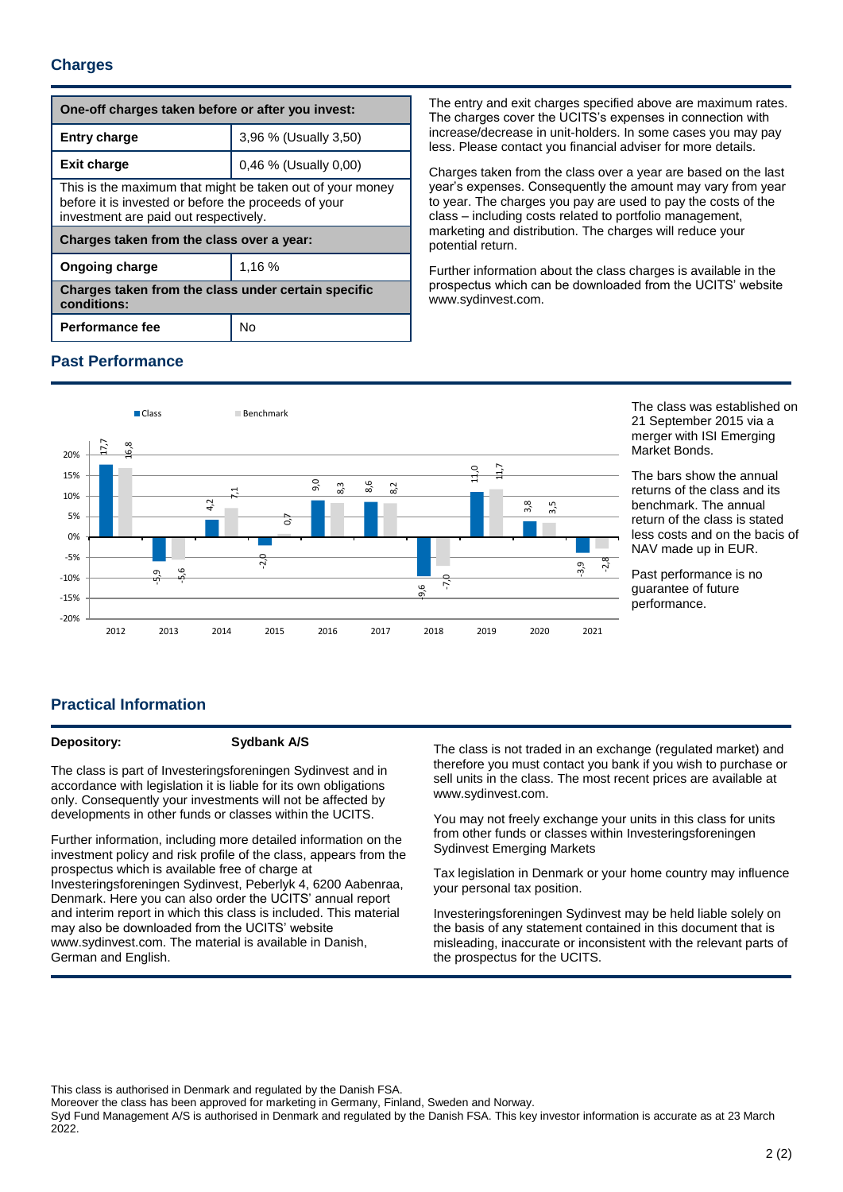## Charges

| One-off charges taken before or after you invest: | |
|---|---|
| **Entry charge** | 3,96 % (Usually 3,50) |
| **Exit charge** | 0,46 % (Usually 0,00) |
| This is the maximum that might be taken out of your money before it is invested or before the proceeds of your investment are paid out respectively. | |
| **Charges taken from the class over a year:** | |
| **Ongoing charge** | 1,16 % |
| **Charges taken from the class under certain specific conditions:** | |
| **Performance fee** | No |

The entry and exit charges specified above are maximum rates. The charges cover the UCITS's expenses in connection with increase/decrease in unit-holders. In some cases you may pay less. Please contact you financial adviser for more details.

Charges taken from the class over a year are based on the last year's expenses. Consequently the amount may vary from year to year. The charges you pay are used to pay the costs of the class – including costs related to portfolio management, marketing and distribution. The charges will reduce your potential return.

Further information about the class charges is available in the prospectus which can be downloaded from the UCITS' website www.sydinvest.com.

## Past Performance

Class
Benchmark

20%
15%
10%
5%
0%
-5%
-10%
-15%
-20%

2012: 17,7 / 16,8
2013: -5,9 / -5,6
2014: 4,2 / 7,1
2015: -2,0 / 0,7
2016: 9,0 / 8,3
2017: 8,6 / 8,2
2018: -9,6 / -7,0
2019: 11,0 / 11,7
2020: 3,8 / 3,5
2021: -3,9 / -2,8

The class was established on 21 September 2015 via a merger with ISI Emerging Market Bonds.

The bars show the annual returns of the class and its benchmark. The annual return of the class is stated less costs and on the bacis of NAV made up in EUR.

Past performance is no guarantee of future performance.

## Practical Information

**Depository:** **Sydbank A/S**

The class is part of Investeringsforeningen Sydinvest and in accordance with legislation it is liable for its own obligations only. Consequently your investments will not be affected by developments in other funds or classes within the UCITS.

Further information, including more detailed information on the investment policy and risk profile of the class, appears from the prospectus which is available free of charge at Investeringsforeningen Sydinvest, Peberlyk 4, 6200 Aabenraa, Denmark. Here you can also order the UCITS' annual report and interim report in which this class is included. This material may also be downloaded from the UCITS' website www.sydinvest.com. The material is available in Danish, German and English.

The class is not traded in an exchange (regulated market) and therefore you must contact you bank if you wish to purchase or sell units in the class. The most recent prices are available at www.sydinvest.com.

You may not freely exchange your units in this class for units from other funds or classes within Investeringsforeningen Sydinvest Emerging Markets

Tax legislation in Denmark or your home country may influence your personal tax position.

Investeringsforeningen Sydinvest may be held liable solely on the basis of any statement contained in this document that is misleading, inaccurate or inconsistent with the relevant parts of the prospectus for the UCITS.

This class is authorised in Denmark and regulated by the Danish FSA.
Moreover the class has been approved for marketing in Germany, Finland, Sweden and Norway.
Syd Fund Management A/S is authorised in Denmark and regulated by the Danish FSA. This key investor information is accurate as at 23 March 2022.